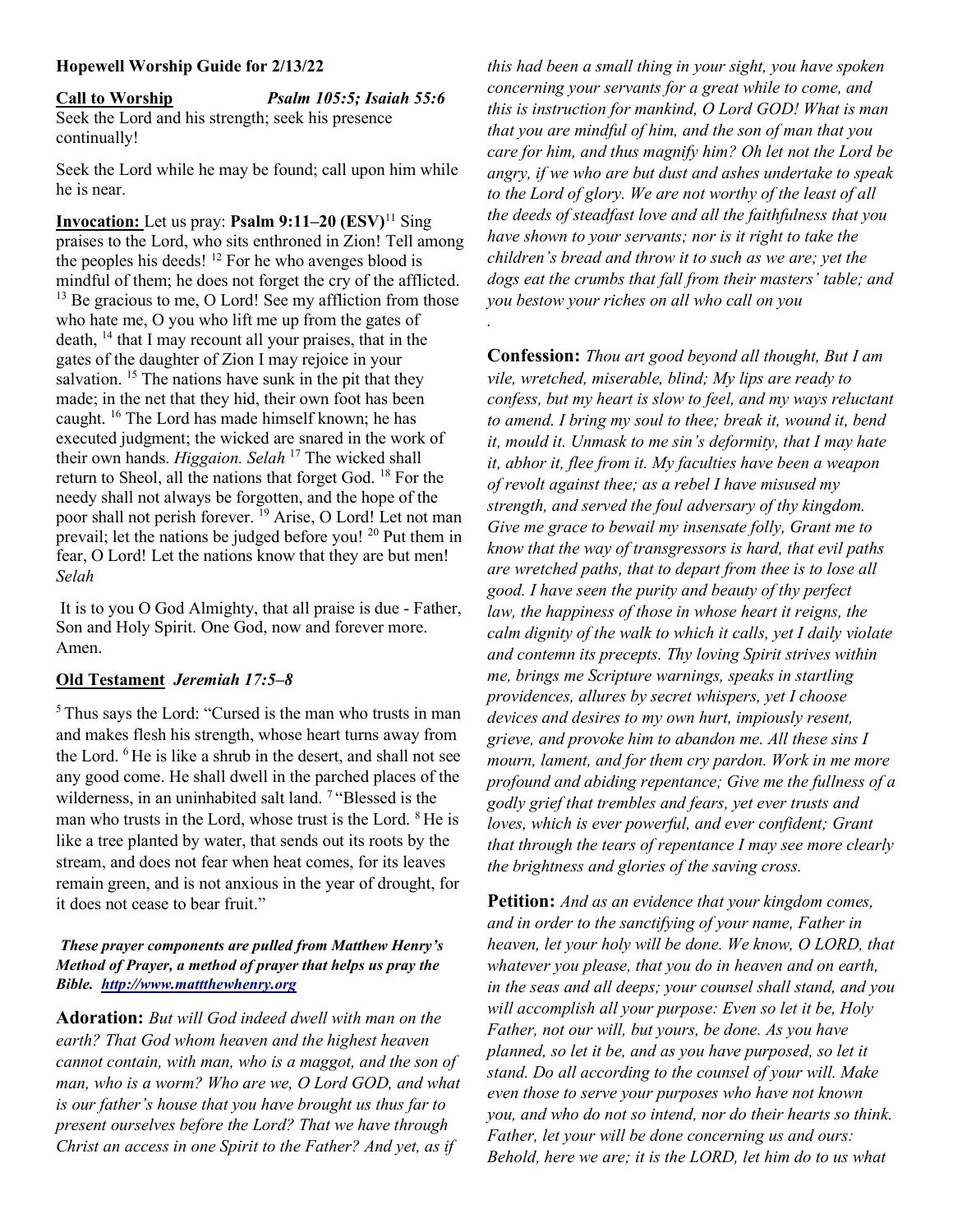**Hopewell Worship Guide for 2/13/22**

**Call to Worship** *Psalm 105:5; Isaiah 55:6*

Seek the Lord and his strength; seek his presence continually!

Seek the Lord while he may be found; call upon him while he is near.

**Invocation:** Let us pray: **Psalm 9:11–20 (ESV)**[11] Sing praises to the Lord, who sits enthroned in Zion! Tell among the peoples his deeds! [12] For he who avenges blood is mindful of them; he does not forget the cry of the afflicted. [13] Be gracious to me, O Lord! See my affliction from those who hate me, O you who lift me up from the gates of death, [14] that I may recount all your praises, that in the gates of the daughter of Zion I may rejoice in your salvation. [15] The nations have sunk in the pit that they made; in the net that they hid, their own foot has been caught. [16] The Lord has made himself known; he has executed judgment; the wicked are snared in the work of their own hands. *Higgaion. Selah* [17] The wicked shall return to Sheol, all the nations that forget God. [18] For the needy shall not always be forgotten, and the hope of the poor shall not perish forever. [19] Arise, O Lord! Let not man prevail; let the nations be judged before you! [20] Put them in fear, O Lord! Let the nations know that they are but men! *Selah*

It is to you O God Almighty, that all praise is due - Father, Son and Holy Spirit. One God, now and forever more. Amen.

**Old Testament** *Jeremiah 17:5–8*

[5] Thus says the Lord: "Cursed is the man who trusts in man and makes flesh his strength, whose heart turns away from the Lord. [6] He is like a shrub in the desert, and shall not see any good come. He shall dwell in the parched places of the wilderness, in an uninhabited salt land. [7] "Blessed is the man who trusts in the Lord, whose trust is the Lord. [8] He is like a tree planted by water, that sends out its roots by the stream, and does not fear when heat comes, for its leaves remain green, and is not anxious in the year of drought, for it does not cease to bear fruit."

***These prayer components are pulled from Matthew Henry's Method of Prayer, a method of prayer that helps us pray the Bible. [http://www.mattthewhenry.org](http://www.mattthewhenry.org)***

**Adoration:** *But will God indeed dwell with man on the earth? That God whom heaven and the highest heaven cannot contain, with man, who is a maggot, and the son of man, who is a worm? Who are we, O Lord GOD, and what is our father's house that you have brought us thus far to present ourselves before the Lord? That we have through Christ an access in one Spirit to the Father? And yet, as if this had been a small thing in your sight, you have spoken concerning your servants for a great while to come, and this is instruction for mankind, O Lord GOD! What is man that you are mindful of him, and the son of man that you care for him, and thus magnify him? Oh let not the Lord be angry, if we who are but dust and ashes undertake to speak to the Lord of glory. We are not worthy of the least of all the deeds of steadfast love and all the faithfulness that you have shown to your servants; nor is it right to take the children's bread and throw it to such as we are; yet the dogs eat the crumbs that fall from their masters' table; and you bestow your riches on all who call on you*

.

**Confession:** *Thou art good beyond all thought, But I am vile, wretched, miserable, blind; My lips are ready to confess, but my heart is slow to feel, and my ways reluctant to amend. I bring my soul to thee; break it, wound it, bend it, mould it. Unmask to me sin's deformity, that I may hate it, abhor it, flee from it. My faculties have been a weapon of revolt against thee; as a rebel I have misused my strength, and served the foul adversary of thy kingdom. Give me grace to bewail my insensate folly, Grant me to know that the way of transgressors is hard, that evil paths are wretched paths, that to depart from thee is to lose all good. I have seen the purity and beauty of thy perfect law, the happiness of those in whose heart it reigns, the calm dignity of the walk to which it calls, yet I daily violate and contemn its precepts. Thy loving Spirit strives within me, brings me Scripture warnings, speaks in startling providences, allures by secret whispers, yet I choose devices and desires to my own hurt, impiously resent, grieve, and provoke him to abandon me. All these sins I mourn, lament, and for them cry pardon. Work in me more profound and abiding repentance; Give me the fullness of a godly grief that trembles and fears, yet ever trusts and loves, which is ever powerful, and ever confident; Grant that through the tears of repentance I may see more clearly the brightness and glories of the saving cross.*

**Petition:** *And as an evidence that your kingdom comes, and in order to the sanctifying of your name, Father in heaven, let your holy will be done. We know, O LORD, that whatever you please, that you do in heaven and on earth, in the seas and all deeps; your counsel shall stand, and you will accomplish all your purpose: Even so let it be, Holy Father, not our will, but yours, be done. As you have planned, so let it be, and as you have purposed, so let it stand. Do all according to the counsel of your will. Make even those to serve your purposes who have not known you, and who do not so intend, nor do their hearts so think. Father, let your will be done concerning us and ours: Behold, here we are; it is the LORD, let him do to us what*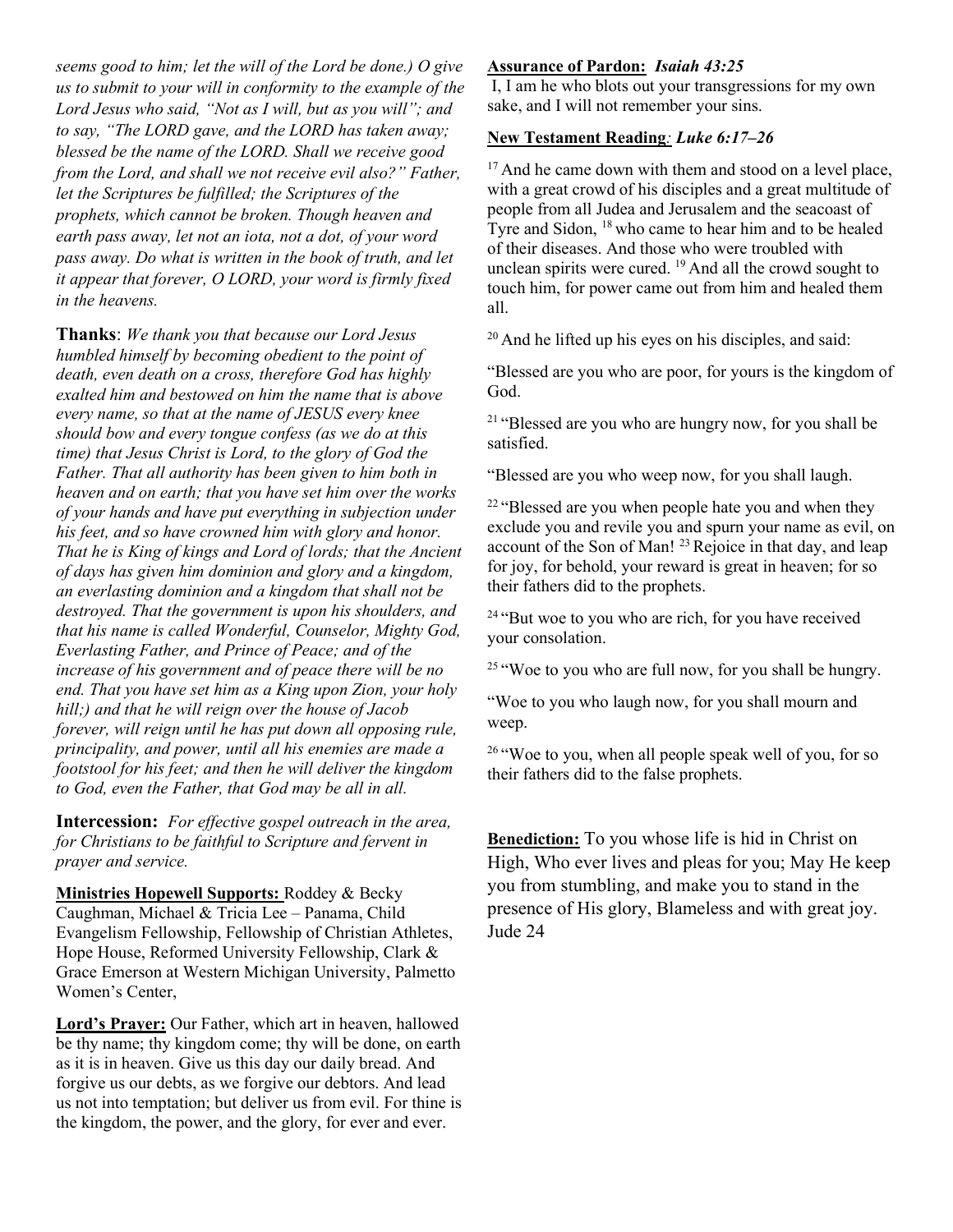*seems good to him; let the will of the Lord be done.) O give us to submit to your will in conformity to the example of the Lord Jesus who said, "Not as I will, but as you will"; and to say, "The LORD gave, and the LORD has taken away; blessed be the name of the LORD. Shall we receive good from the Lord, and shall we not receive evil also?" Father, let the Scriptures be fulfilled; the Scriptures of the prophets, which cannot be broken. Though heaven and earth pass away, let not an iota, not a dot, of your word pass away. Do what is written in the book of truth, and let it appear that forever, O LORD, your word is firmly fixed in the heavens.*

**Thanks**: *We thank you that because our Lord Jesus humbled himself by becoming obedient to the point of death, even death on a cross, therefore God has highly exalted him and bestowed on him the name that is above every name, so that at the name of JESUS every knee should bow and every tongue confess (as we do at this time) that Jesus Christ is Lord, to the glory of God the Father. That all authority has been given to him both in heaven and on earth; that you have set him over the works of your hands and have put everything in subjection under his feet, and so have crowned him with glory and honor. That he is King of kings and Lord of lords; that the Ancient of days has given him dominion and glory and a kingdom, an everlasting dominion and a kingdom that shall not be destroyed. That the government is upon his shoulders, and that his name is called Wonderful, Counselor, Mighty God, Everlasting Father, and Prince of Peace; and of the increase of his government and of peace there will be no end. That you have set him as a King upon Zion, your holy hill;) and that he will reign over the house of Jacob forever, will reign until he has put down all opposing rule, principality, and power, until all his enemies are made a footstool for his feet; and then he will deliver the kingdom to God, even the Father, that God may be all in all.*

**Intercession:** *For effective gospel outreach in the area, for Christians to be faithful to Scripture and fervent in prayer and service.*

**Ministries Hopewell Supports:** Roddey & Becky Caughman, Michael & Tricia Lee – Panama, Child Evangelism Fellowship, Fellowship of Christian Athletes, Hope House, Reformed University Fellowship, Clark & Grace Emerson at Western Michigan University, Palmetto Women's Center,

**Lord's Prayer:** Our Father, which art in heaven, hallowed be thy name; thy kingdom come; thy will be done, on earth as it is in heaven. Give us this day our daily bread. And forgive us our debts, as we forgive our debtors. And lead us not into temptation; but deliver us from evil. For thine is the kingdom, the power, and the glory, for ever and ever.

**Assurance of Pardon:** ***Isaiah 43:25***

I, I am he who blots out your transgressions for my own sake, and I will not remember your sins.

**New Testament Reading***:* ***Luke 6:17–26***

[17] And he came down with them and stood on a level place, with a great crowd of his disciples and a great multitude of people from all Judea and Jerusalem and the seacoast of Tyre and Sidon, [18] who came to hear him and to be healed of their diseases. And those who were troubled with unclean spirits were cured. [19] And all the crowd sought to touch him, for power came out from him and healed them all.

[20] And he lifted up his eyes on his disciples, and said:

"Blessed are you who are poor, for yours is the kingdom of God.

[21] "Blessed are you who are hungry now, for you shall be satisfied.

"Blessed are you who weep now, for you shall laugh.

[22] "Blessed are you when people hate you and when they exclude you and revile you and spurn your name as evil, on account of the Son of Man! [23] Rejoice in that day, and leap for joy, for behold, your reward is great in heaven; for so their fathers did to the prophets.

[24] "But woe to you who are rich, for you have received your consolation.

[25] "Woe to you who are full now, for you shall be hungry.

"Woe to you who laugh now, for you shall mourn and weep.

[26] "Woe to you, when all people speak well of you, for so their fathers did to the false prophets.

**Benediction:** To you whose life is hid in Christ on High, Who ever lives and pleas for you; May He keep you from stumbling, and make you to stand in the presence of His glory, Blameless and with great joy. Jude 24